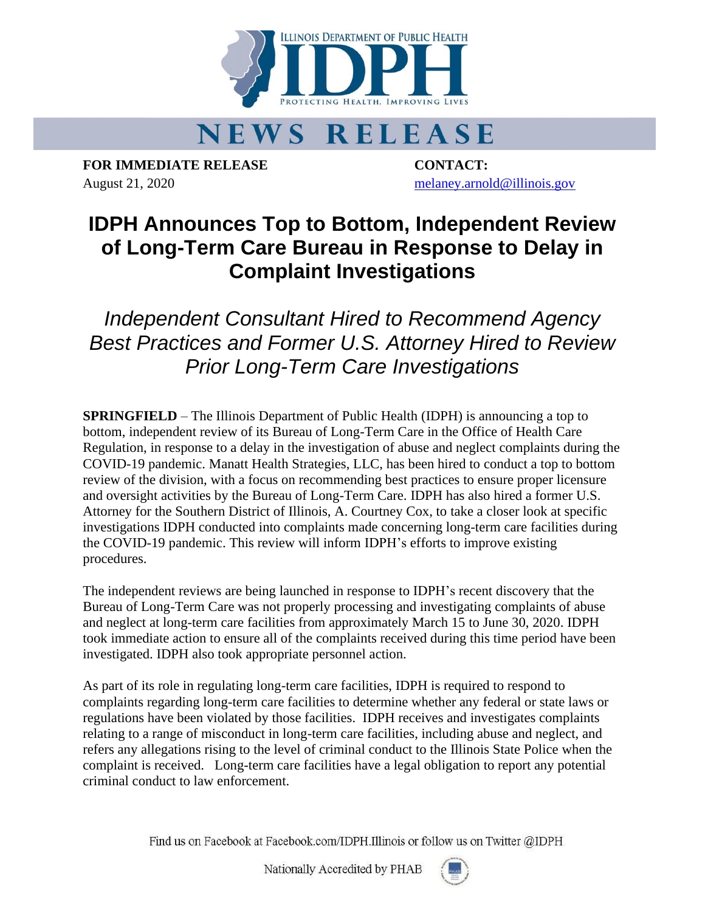# NEWS RELEASE

**FOR IMMEDIATE RELEASE**
August 21, 2020

**CONTACT:**
melaney.arnold@illinois.gov

# IDPH Announces Top to Bottom, Independent Review of Long-Term Care Bureau in Response to Delay in Complaint Investigations

## *Independent Consultant Hired to Recommend Agency Best Practices and Former U.S. Attorney Hired to Review Prior Long-Term Care Investigations*

**SPRINGFIELD** – The Illinois Department of Public Health (IDPH) is announcing a top to bottom, independent review of its Bureau of Long-Term Care in the Office of Health Care Regulation, in response to a delay in the investigation of abuse and neglect complaints during the COVID-19 pandemic. Manatt Health Strategies, LLC, has been hired to conduct a top to bottom review of the division, with a focus on recommending best practices to ensure proper licensure and oversight activities by the Bureau of Long-Term Care. IDPH has also hired a former U.S. Attorney for the Southern District of Illinois, A. Courtney Cox, to take a closer look at specific investigations IDPH conducted into complaints made concerning long-term care facilities during the COVID-19 pandemic. This review will inform IDPH's efforts to improve existing procedures.

The independent reviews are being launched in response to IDPH's recent discovery that the Bureau of Long-Term Care was not properly processing and investigating complaints of abuse and neglect at long-term care facilities from approximately March 15 to June 30, 2020. IDPH took immediate action to ensure all of the complaints received during this time period have been investigated. IDPH also took appropriate personnel action.

As part of its role in regulating long-term care facilities, IDPH is required to respond to complaints regarding long-term care facilities to determine whether any federal or state laws or regulations have been violated by those facilities. IDPH receives and investigates complaints relating to a range of misconduct in long-term care facilities, including abuse and neglect, and refers any allegations rising to the level of criminal conduct to the Illinois State Police when the complaint is received. Long-term care facilities have a legal obligation to report any potential criminal conduct to law enforcement.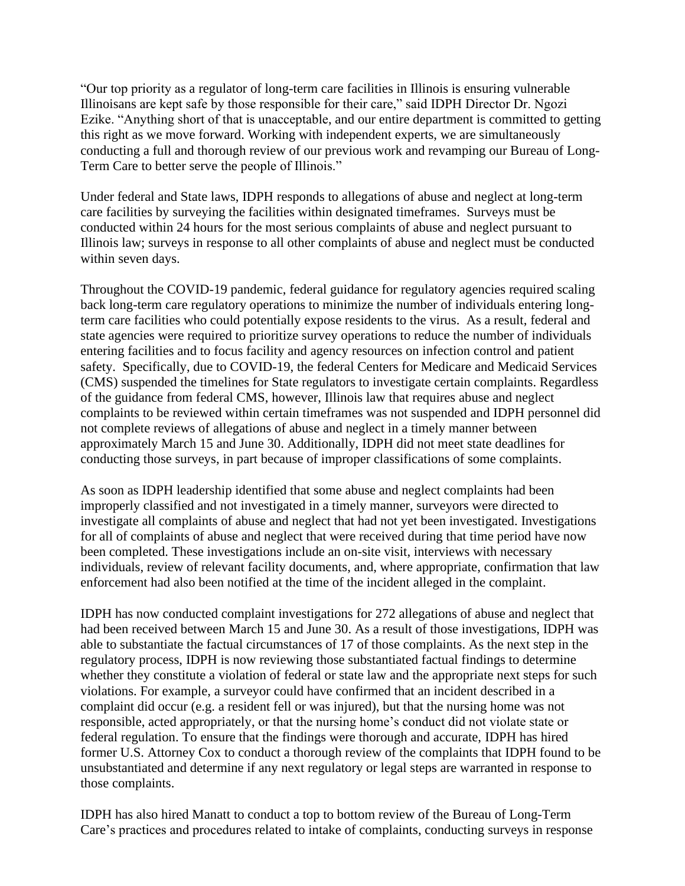"Our top priority as a regulator of long-term care facilities in Illinois is ensuring vulnerable Illinoisans are kept safe by those responsible for their care," said IDPH Director Dr. Ngozi Ezike. "Anything short of that is unacceptable, and our entire department is committed to getting this right as we move forward. Working with independent experts, we are simultaneously conducting a full and thorough review of our previous work and revamping our Bureau of Long-Term Care to better serve the people of Illinois."

Under federal and State laws, IDPH responds to allegations of abuse and neglect at long-term care facilities by surveying the facilities within designated timeframes. Surveys must be conducted within 24 hours for the most serious complaints of abuse and neglect pursuant to Illinois law; surveys in response to all other complaints of abuse and neglect must be conducted within seven days.

Throughout the COVID-19 pandemic, federal guidance for regulatory agencies required scaling back long-term care regulatory operations to minimize the number of individuals entering long-term care facilities who could potentially expose residents to the virus. As a result, federal and state agencies were required to prioritize survey operations to reduce the number of individuals entering facilities and to focus facility and agency resources on infection control and patient safety. Specifically, due to COVID-19, the federal Centers for Medicare and Medicaid Services (CMS) suspended the timelines for State regulators to investigate certain complaints. Regardless of the guidance from federal CMS, however, Illinois law that requires abuse and neglect complaints to be reviewed within certain timeframes was not suspended and IDPH personnel did not complete reviews of allegations of abuse and neglect in a timely manner between approximately March 15 and June 30. Additionally, IDPH did not meet state deadlines for conducting those surveys, in part because of improper classifications of some complaints.

As soon as IDPH leadership identified that some abuse and neglect complaints had been improperly classified and not investigated in a timely manner, surveyors were directed to investigate all complaints of abuse and neglect that had not yet been investigated. Investigations for all of complaints of abuse and neglect that were received during that time period have now been completed. These investigations include an on-site visit, interviews with necessary individuals, review of relevant facility documents, and, where appropriate, confirmation that law enforcement had also been notified at the time of the incident alleged in the complaint.

IDPH has now conducted complaint investigations for 272 allegations of abuse and neglect that had been received between March 15 and June 30. As a result of those investigations, IDPH was able to substantiate the factual circumstances of 17 of those complaints. As the next step in the regulatory process, IDPH is now reviewing those substantiated factual findings to determine whether they constitute a violation of federal or state law and the appropriate next steps for such violations. For example, a surveyor could have confirmed that an incident described in a complaint did occur (e.g. a resident fell or was injured), but that the nursing home was not responsible, acted appropriately, or that the nursing home's conduct did not violate state or federal regulation. To ensure that the findings were thorough and accurate, IDPH has hired former U.S. Attorney Cox to conduct a thorough review of the complaints that IDPH found to be unsubstantiated and determine if any next regulatory or legal steps are warranted in response to those complaints.

IDPH has also hired Manatt to conduct a top to bottom review of the Bureau of Long-Term Care's practices and procedures related to intake of complaints, conducting surveys in response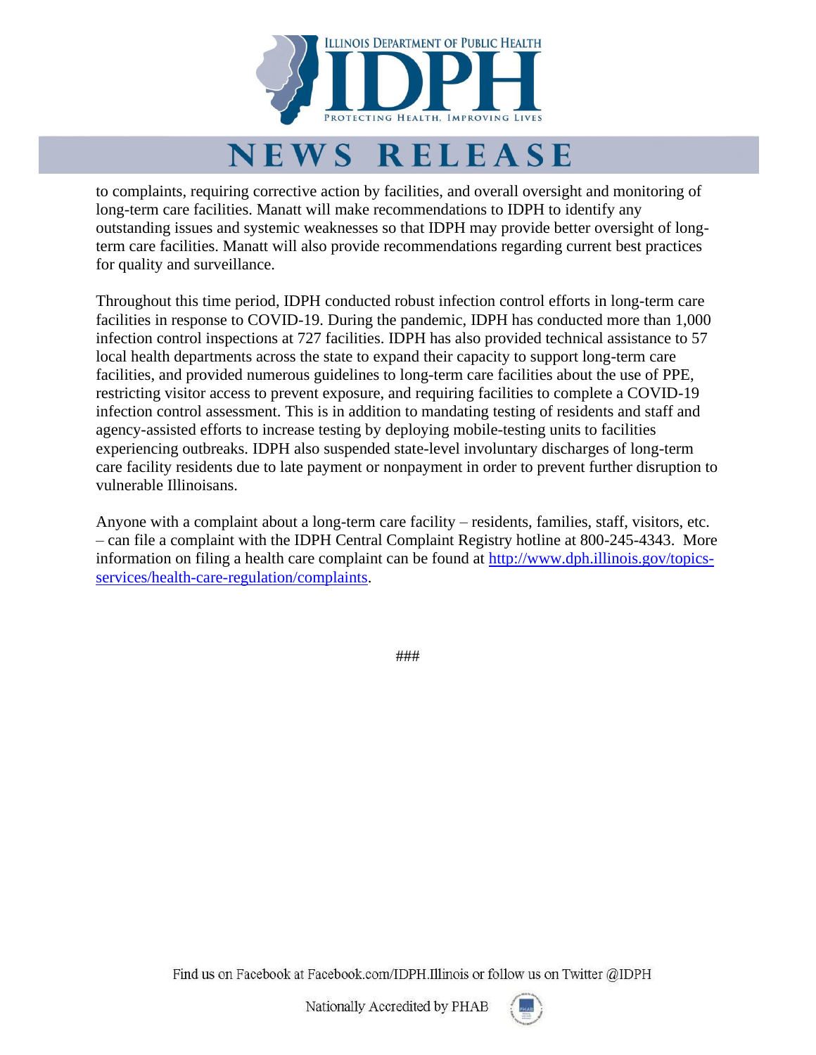to complaints, requiring corrective action by facilities, and overall oversight and monitoring of long-term care facilities. Manatt will make recommendations to IDPH to identify any outstanding issues and systemic weaknesses so that IDPH may provide better oversight of long-term care facilities. Manatt will also provide recommendations regarding current best practices for quality and surveillance.

Throughout this time period, IDPH conducted robust infection control efforts in long-term care facilities in response to COVID-19. During the pandemic, IDPH has conducted more than 1,000 infection control inspections at 727 facilities. IDPH has also provided technical assistance to 57 local health departments across the state to expand their capacity to support long-term care facilities, and provided numerous guidelines to long-term care facilities about the use of PPE, restricting visitor access to prevent exposure, and requiring facilities to complete a COVID-19 infection control assessment. This is in addition to mandating testing of residents and staff and agency-assisted efforts to increase testing by deploying mobile-testing units to facilities experiencing outbreaks. IDPH also suspended state-level involuntary discharges of long-term care facility residents due to late payment or nonpayment in order to prevent further disruption to vulnerable Illinoisans.

Anyone with a complaint about a long-term care facility – residents, families, staff, visitors, etc. – can file a complaint with the IDPH Central Complaint Registry hotline at 800-245-4343. More information on filing a health care complaint can be found at [http://www.dph.illinois.gov/topics-services/health-care-regulation/complaints](http://www.dph.illinois.gov/topics-services/health-care-regulation/complaints).

###